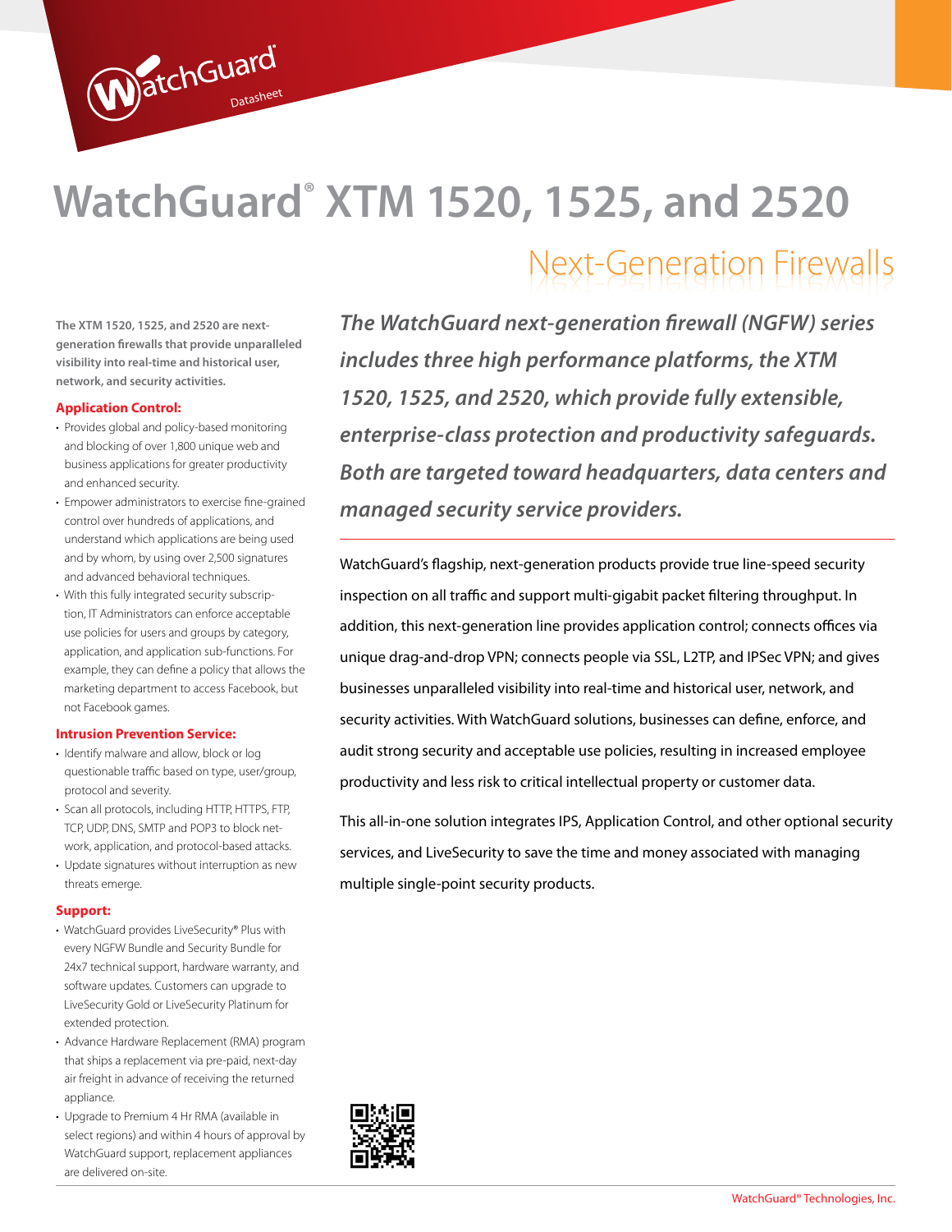WatchGuard Datasheet

# WatchGuard® XTM 1520, 1525, and 2520

## Next-Generation Firewalls

*The WatchGuard next-generation firewall (NGFW) series includes three high performance platforms, the XTM 1520, 1525, and 2520, which provide fully extensible, enterprise-class protection and productivity safeguards. Both are targeted toward headquarters, data centers and managed security service providers.*

WatchGuard's flagship, next-generation products provide true line-speed security inspection on all traffic and support multi-gigabit packet filtering throughput. In addition, this next-generation line provides application control; connects offices via unique drag-and-drop VPN; connects people via SSL, L2TP, and IPSec VPN; and gives businesses unparalleled visibility into real-time and historical user, network, and security activities. With WatchGuard solutions, businesses can define, enforce, and audit strong security and acceptable use policies, resulting in increased employee productivity and less risk to critical intellectual property or customer data.

This all-in-one solution integrates IPS, Application Control, and other optional security services, and LiveSecurity to save the time and money associated with managing multiple single-point security products.

**The XTM 1520, 1525, and 2520 are next-generation firewalls that provide unparalleled visibility into real-time and historical user, network, and security activities.**

### Application Control:

- Provides global and policy-based monitoring and blocking of over 1,800 unique web and business applications for greater productivity and enhanced security.
- Empower administrators to exercise fine-grained control over hundreds of applications, and understand which applications are being used and by whom, by using over 2,500 signatures and advanced behavioral techniques.
- With this fully integrated security subscription, IT Administrators can enforce acceptable use policies for users and groups by category, application, and application sub-functions. For example, they can define a policy that allows the marketing department to access Facebook, but not Facebook games.

### Intrusion Prevention Service:

- Identify malware and allow, block or log questionable traffic based on type, user/group, protocol and severity.
- Scan all protocols, including HTTP, HTTPS, FTP, TCP, UDP, DNS, SMTP and POP3 to block network, application, and protocol-based attacks.
- Update signatures without interruption as new threats emerge.

### Support:

- WatchGuard provides LiveSecurity® Plus with every NGFW Bundle and Security Bundle for 24x7 technical support, hardware warranty, and software updates. Customers can upgrade to LiveSecurity Gold or LiveSecurity Platinum for extended protection.
- Advance Hardware Replacement (RMA) program that ships a replacement via pre-paid, next-day air freight in advance of receiving the returned appliance.
- Upgrade to Premium 4 Hr RMA (available in select regions) and within 4 hours of approval by WatchGuard support, replacement appliances are delivered on-site.

WatchGuard® Technologies, Inc.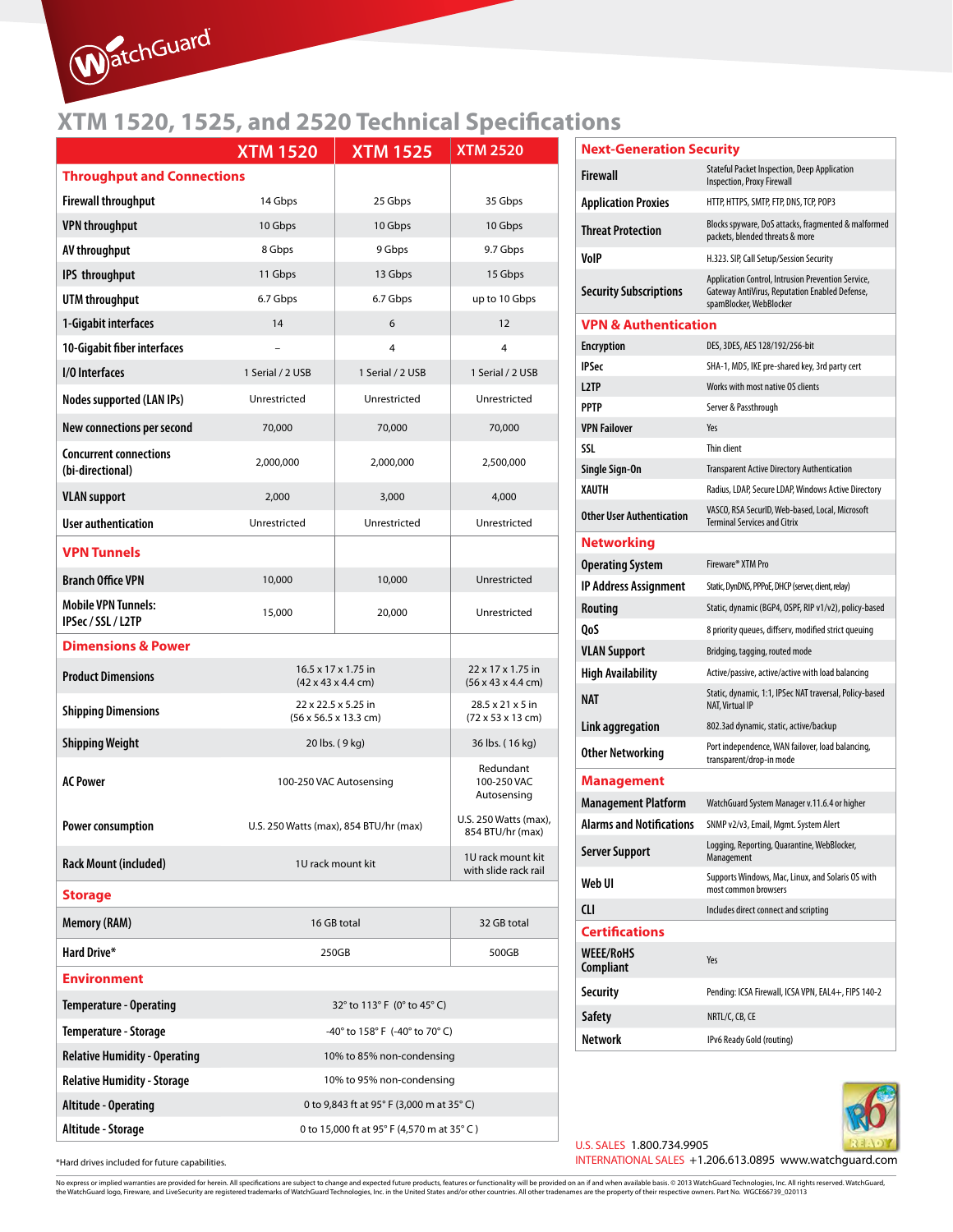# XTM 1520, 1525, and 2520 Technical Specifications

| | XTM 1520 | XTM 1525 | XTM 2520 |
|---|---|---|---|
| **Throughput and Connections** | | | |
| Firewall throughput | 14 Gbps | 25 Gbps | 35 Gbps |
| VPN throughput | 10 Gbps | 10 Gbps | 10 Gbps |
| AV throughput | 8 Gbps | 9 Gbps | 9.7 Gbps |
| IPS throughput | 11 Gbps | 13 Gbps | 15 Gbps |
| UTM throughput | 6.7 Gbps | 6.7 Gbps | up to 10 Gbps |
| 1-Gigabit interfaces | 14 | 6 | 12 |
| 10-Gigabit fiber interfaces | – | 4 | 4 |
| I/O Interfaces | 1 Serial / 2 USB | 1 Serial / 2 USB | 1 Serial / 2 USB |
| Nodes supported (LAN IPs) | Unrestricted | Unrestricted | Unrestricted |
| New connections per second | 70,000 | 70,000 | 70,000 |
| Concurrent connections (bi-directional) | 2,000,000 | 2,000,000 | 2,500,000 |
| VLAN support | 2,000 | 3,000 | 4,000 |
| User authentication | Unrestricted | Unrestricted | Unrestricted |
| **VPN Tunnels** | | | |
| Branch Office VPN | 10,000 | 10,000 | Unrestricted |
| Mobile VPN Tunnels: IPSec / SSL / L2TP | 15,000 | 20,000 | Unrestricted |
| **Dimensions & Power** | | | |
| Product Dimensions | 16.5 x 17 x 1.75 in (42 x 43 x 4.4 cm) | | 22 x 17 x 1.75 in (56 x 43 x 4.4 cm) |
| Shipping Dimensions | 22 x 22.5 x 5.25 in (56 x 56.5 x 13.3 cm) | | 28.5 x 21 x 5 in (72 x 53 x 13 cm) |
| Shipping Weight | 20 lbs. ( 9 kg) | | 36 lbs. ( 16 kg) |
| AC Power | 100-250 VAC Autosensing | | Redundant 100-250 VAC Autosensing |
| Power consumption | U.S. 250 Watts (max), 854 BTU/hr (max) | | U.S. 250 Watts (max), 854 BTU/hr (max) |
| Rack Mount (included) | 1U rack mount kit | | 1U rack mount kit with slide rack rail |
| **Storage** | | | |
| Memory (RAM) | 16 GB total | | 32 GB total |
| Hard Drive* | 250GB | | 500GB |
| **Environment** | | | |
| Temperature - Operating | 32° to 113° F (0° to 45° C) | | |
| Temperature - Storage | -40° to 158° F (-40° to 70° C) | | |
| Relative Humidity - Operating | 10% to 85% non-condensing | | |
| Relative Humidity - Storage | 10% to 95% non-condensing | | |
| Altitude - Operating | 0 to 9,843 ft at 95° F (3,000 m at 35° C) | | |
| Altitude - Storage | 0 to 15,000 ft at 95° F (4,570 m at 35° C ) | | |

*Hard drives included for future capabilities.

| | |
|---|---|
| **Next-Generation Security** | |
| Firewall | Stateful Packet Inspection, Deep Application Inspection, Proxy Firewall |
| Application Proxies | HTTP, HTTPS, SMTP, FTP, DNS, TCP, POP3 |
| Threat Protection | Blocks spyware, DoS attacks, fragmented & malformed packets, blended threats & more |
| VoIP | H.323. SIP, Call Setup/Session Security |
| Security Subscriptions | Application Control, Intrusion Prevention Service, Gateway AntiVirus, Reputation Enabled Defense, spamBlocker, WebBlocker |
| **VPN & Authentication** | |
| Encryption | DES, 3DES, AES 128/192/256-bit |
| IPSec | SHA-1, MD5, IKE pre-shared key, 3rd party cert |
| L2TP | Works with most native OS clients |
| PPTP | Server & Passthrough |
| VPN Failover | Yes |
| SSL | Thin client |
| Single Sign-On | Transparent Active Directory Authentication |
| XAUTH | Radius, LDAP, Secure LDAP, Windows Active Directory |
| Other User Authentication | VASCO, RSA SecurID, Web-based, Local, Microsoft Terminal Services and Citrix |
| **Networking** | |
| Operating System | Fireware® XTM Pro |
| IP Address Assignment | Static, DynDNS, PPPoE, DHCP (server, client, relay) |
| Routing | Static, dynamic (BGP4, OSPF, RIP v1/v2), policy-based |
| QoS | 8 priority queues, diffserv, modified strict queuing |
| VLAN Support | Bridging, tagging, routed mode |
| High Availability | Active/passive, active/active with load balancing |
| NAT | Static, dynamic, 1:1, IPSec NAT traversal, Policy-based NAT, Virtual IP |
| Link aggregation | 802.3ad dynamic, static, active/backup |
| Other Networking | Port independence, WAN failover, load balancing, transparent/drop-in mode |
| **Management** | |
| Management Platform | WatchGuard System Manager v.11.6.4 or higher |
| Alarms and Notifications | SNMP v2/v3, Email, Mgmt. System Alert |
| Server Support | Logging, Reporting, Quarantine, WebBlocker, Management |
| Web UI | Supports Windows, Mac, Linux, and Solaris OS with most common browsers |
| CLI | Includes direct connect and scripting |
| **Certifications** | |
| WEEE/RoHS Compliant | Yes |
| Security | Pending: ICSA Firewall, ICSA VPN, EAL4+, FIPS 140-2 |
| Safety | NRTL/C, CB, CE |
| Network | IPv6 Ready Gold (routing) |

U.S. SALES 1.800.734.9905
INTERNATIONAL SALES +1.206.613.0895 www.watchguard.com

No express or implied warranties are provided for herein. All specifications are subject to change and expected future products, features or functionality will be provided on an if and when available basis. © 2013 WatchGuard Technologies, Inc. All rights reserved. WatchGuard, the WatchGuard logo, Fireware, and LiveSecurity are registered trademarks of WatchGuard Technologies, Inc. in the United States and/or other countries. All other tradenames are the property of their respective owners. Part No. WGCE66739_020113